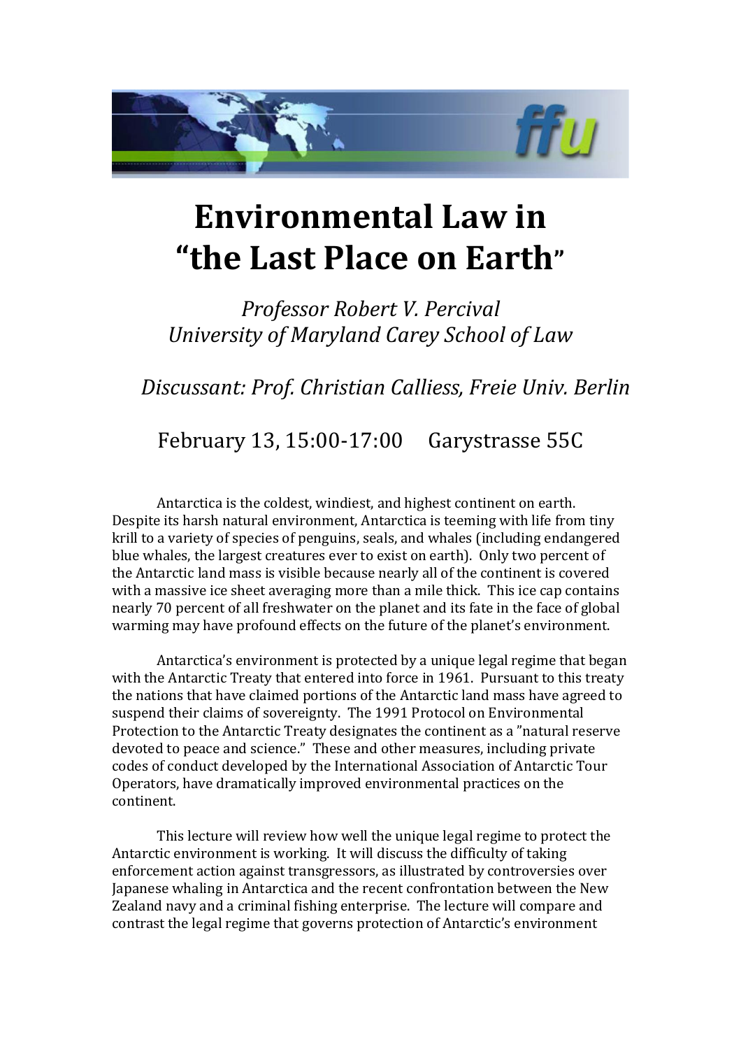# Environmental Law in "the Last Place on Earth"

*Professor Robert V. Percival*
*University of Maryland Carey School of Law*

*Discussant: Prof. Christian Calliess, Freie Univ. Berlin*

February 13, 15:00-17:00     Garystrasse 55C

Antarctica is the coldest, windiest, and highest continent on earth. Despite its harsh natural environment, Antarctica is teeming with life from tiny krill to a variety of species of penguins, seals, and whales (including endangered blue whales, the largest creatures ever to exist on earth). Only two percent of the Antarctic land mass is visible because nearly all of the continent is covered with a massive ice sheet averaging more than a mile thick. This ice cap contains nearly 70 percent of all freshwater on the planet and its fate in the face of global warming may have profound effects on the future of the planet's environment.

Antarctica's environment is protected by a unique legal regime that began with the Antarctic Treaty that entered into force in 1961. Pursuant to this treaty the nations that have claimed portions of the Antarctic land mass have agreed to suspend their claims of sovereignty. The 1991 Protocol on Environmental Protection to the Antarctic Treaty designates the continent as a "natural reserve devoted to peace and science." These and other measures, including private codes of conduct developed by the International Association of Antarctic Tour Operators, have dramatically improved environmental practices on the continent.

This lecture will review how well the unique legal regime to protect the Antarctic environment is working. It will discuss the difficulty of taking enforcement action against transgressors, as illustrated by controversies over Japanese whaling in Antarctica and the recent confrontation between the New Zealand navy and a criminal fishing enterprise. The lecture will compare and contrast the legal regime that governs protection of Antarctic's environment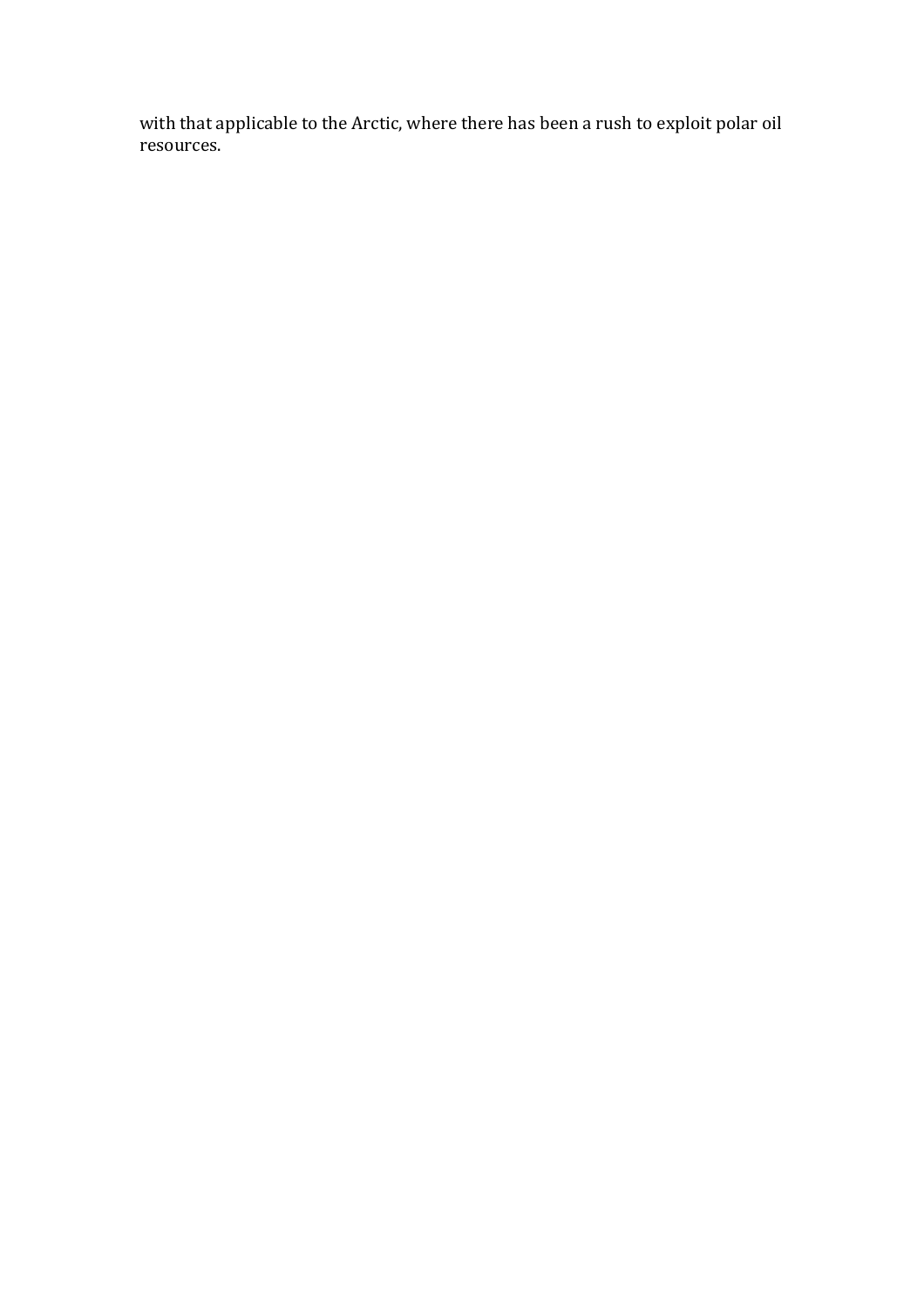with that applicable to the Arctic, where there has been a rush to exploit polar oil resources.